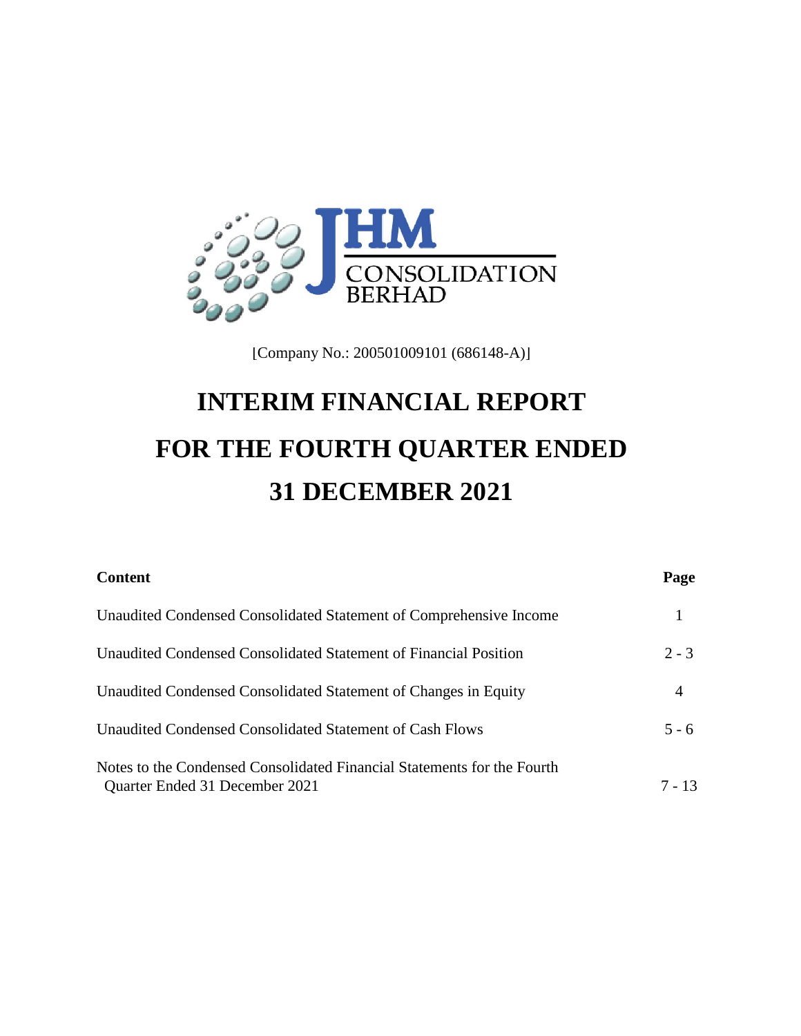JHM CONSOLIDATION BERHAD

[Company No.: 200501009101 (686148-A)]

# INTERIM FINANCIAL REPORT
# FOR THE FOURTH QUARTER ENDED
# 31 DECEMBER 2021

| Content | Page |
|---|---|
| Unaudited Condensed Consolidated Statement of Comprehensive Income | 1 |
| Unaudited Condensed Consolidated Statement of Financial Position | 2 - 3 |
| Unaudited Condensed Consolidated Statement of Changes in Equity | 4 |
| Unaudited Condensed Consolidated Statement of Cash Flows | 5 - 6 |
| Notes to the Condensed Consolidated Financial Statements for the Fourth Quarter Ended 31 December 2021 | 7 - 13 |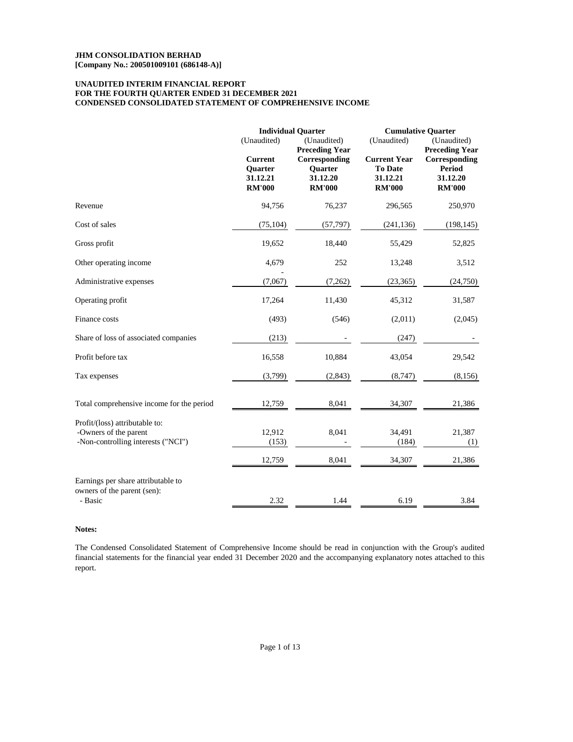**JHM CONSOLIDATION BERHAD**
**[Company No.: 200501009101 (686148-A)]**

**UNAUDITED INTERIM FINANCIAL REPORT**
**FOR THE FOURTH QUARTER ENDED 31 DECEMBER 2021**
**CONDENSED CONSOLIDATED STATEMENT OF COMPREHENSIVE INCOME**

| | Individual Quarter | | Cumulative Quarter | |
|---|---|---|---|---|
| | (Unaudited) | (Unaudited) | (Unaudited) | (Unaudited) |
| | **Current Quarter 31.12.21 RM'000** | **Preceding Year Corresponding Quarter 31.12.20 RM'000** | **Current Year To Date 31.12.21 RM'000** | **Preceding Year Corresponding Period 31.12.20 RM'000** |
| Revenue | 94,756 | 76,237 | 296,565 | 250,970 |
| Cost of sales | (75,104) | (57,797) | (241,136) | (198,145) |
| Gross profit | 19,652 | 18,440 | 55,429 | 52,825 |
| Other operating income | 4,679 | 252 | 13,248 | 3,512 |
| Administrative expenses | (7,067) | (7,262) | (23,365) | (24,750) |
| Operating profit | 17,264 | 11,430 | 45,312 | 31,587 |
| Finance costs | (493) | (546) | (2,011) | (2,045) |
| Share of loss of associated companies | (213) | - | (247) | - |
| Profit before tax | 16,558 | 10,884 | 43,054 | 29,542 |
| Tax expenses | (3,799) | (2,843) | (8,747) | (8,156) |
| Total comprehensive income for the period | 12,759 | 8,041 | 34,307 | 21,386 |
| Profit/(loss) attributable to: | | | | |
| -Owners of the parent | 12,912 | 8,041 | 34,491 | 21,387 |
| -Non-controlling interests ("NCI") | (153) | - | (184) | (1) |
| | 12,759 | 8,041 | 34,307 | 21,386 |
| Earnings per share attributable to owners of the parent (sen): | | | | |
| - Basic | 2.32 | 1.44 | 6.19 | 3.84 |

**Notes:**

The Condensed Consolidated Statement of Comprehensive Income should be read in conjunction with the Group's audited financial statements for the financial year ended 31 December 2020 and the accompanying explanatory notes attached to this report.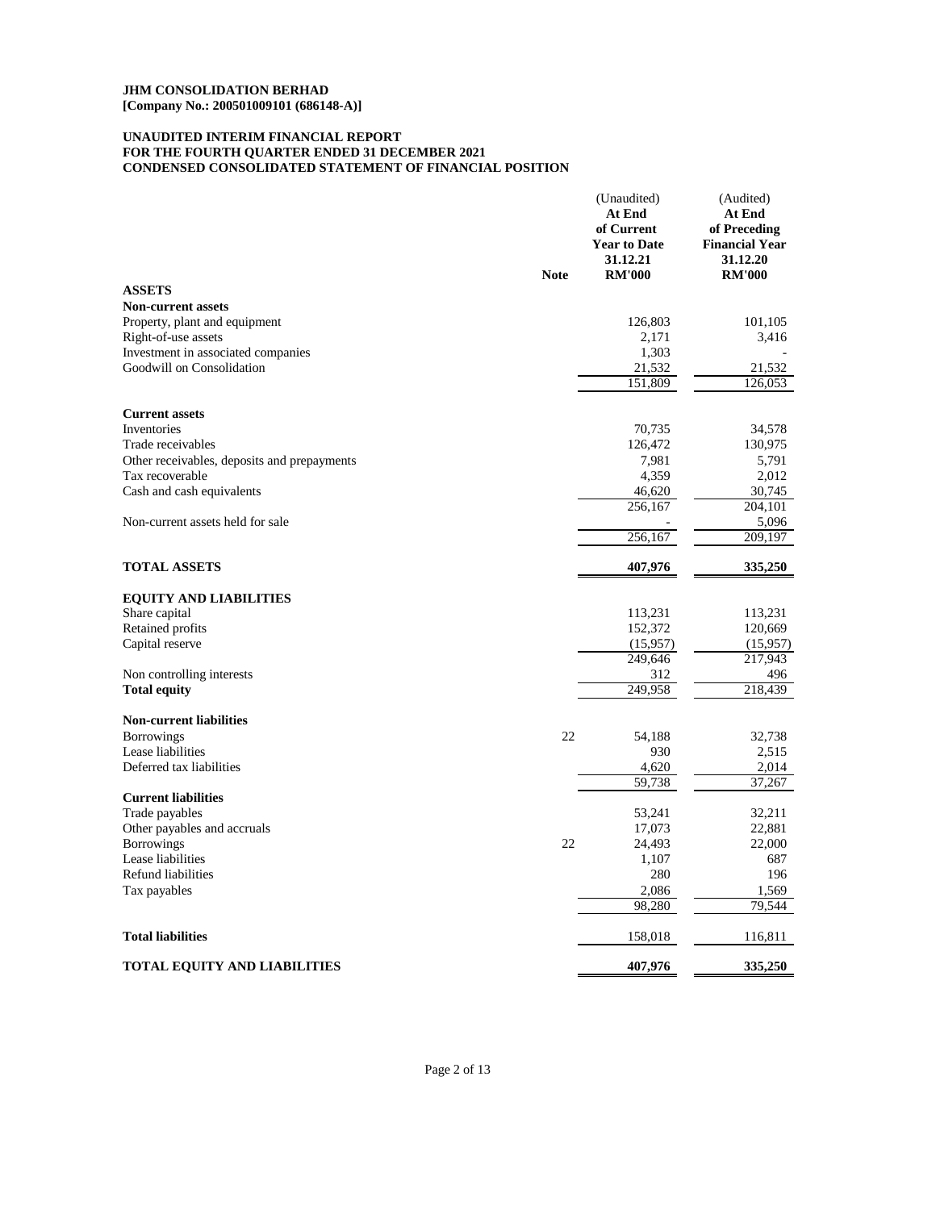**JHM CONSOLIDATION BERHAD**
**[Company No.: 200501009101 (686148-A)]**

**UNAUDITED INTERIM FINANCIAL REPORT**
**FOR THE FOURTH QUARTER ENDED 31 DECEMBER 2021**
**CONDENSED CONSOLIDATED STATEMENT OF FINANCIAL POSITION**

| | Note | (Unaudited) **At End of Current Year to Date 31.12.21 RM'000** | (Audited) **At End of Preceding Financial Year 31.12.20 RM'000** |
|---|---|---|---|
| **ASSETS** | | | |
| **Non-current assets** | | | |
| Property, plant and equipment | | 126,803 | 101,105 |
| Right-of-use assets | | 2,171 | 3,416 |
| Investment in associated companies | | 1,303 | - |
| Goodwill on Consolidation | | 21,532 | 21,532 |
| | | 151,809 | 126,053 |
| **Current assets** | | | |
| Inventories | | 70,735 | 34,578 |
| Trade receivables | | 126,472 | 130,975 |
| Other receivables, deposits and prepayments | | 7,981 | 5,791 |
| Tax recoverable | | 4,359 | 2,012 |
| Cash and cash equivalents | | 46,620 | 30,745 |
| | | 256,167 | 204,101 |
| Non-current assets held for sale | | - | 5,096 |
| | | 256,167 | 209,197 |
| **TOTAL ASSETS** | | **407,976** | **335,250** |
| **EQUITY AND LIABILITIES** | | | |
| Share capital | | 113,231 | 113,231 |
| Retained profits | | 152,372 | 120,669 |
| Capital reserve | | (15,957) | (15,957) |
| | | 249,646 | 217,943 |
| Non controlling interests | | 312 | 496 |
| **Total equity** | | 249,958 | 218,439 |
| **Non-current liabilities** | | | |
| Borrowings | 22 | 54,188 | 32,738 |
| Lease liabilities | | 930 | 2,515 |
| Deferred tax liabilities | | 4,620 | 2,014 |
| | | 59,738 | 37,267 |
| **Current liabilities** | | | |
| Trade payables | | 53,241 | 32,211 |
| Other payables and accruals | | 17,073 | 22,881 |
| Borrowings | 22 | 24,493 | 22,000 |
| Lease liabilities | | 1,107 | 687 |
| Refund liabilities | | 280 | 196 |
| Tax payables | | 2,086 | 1,569 |
| | | 98,280 | 79,544 |
| **Total liabilities** | | 158,018 | 116,811 |
| **TOTAL EQUITY AND LIABILITIES** | | **407,976** | **335,250** |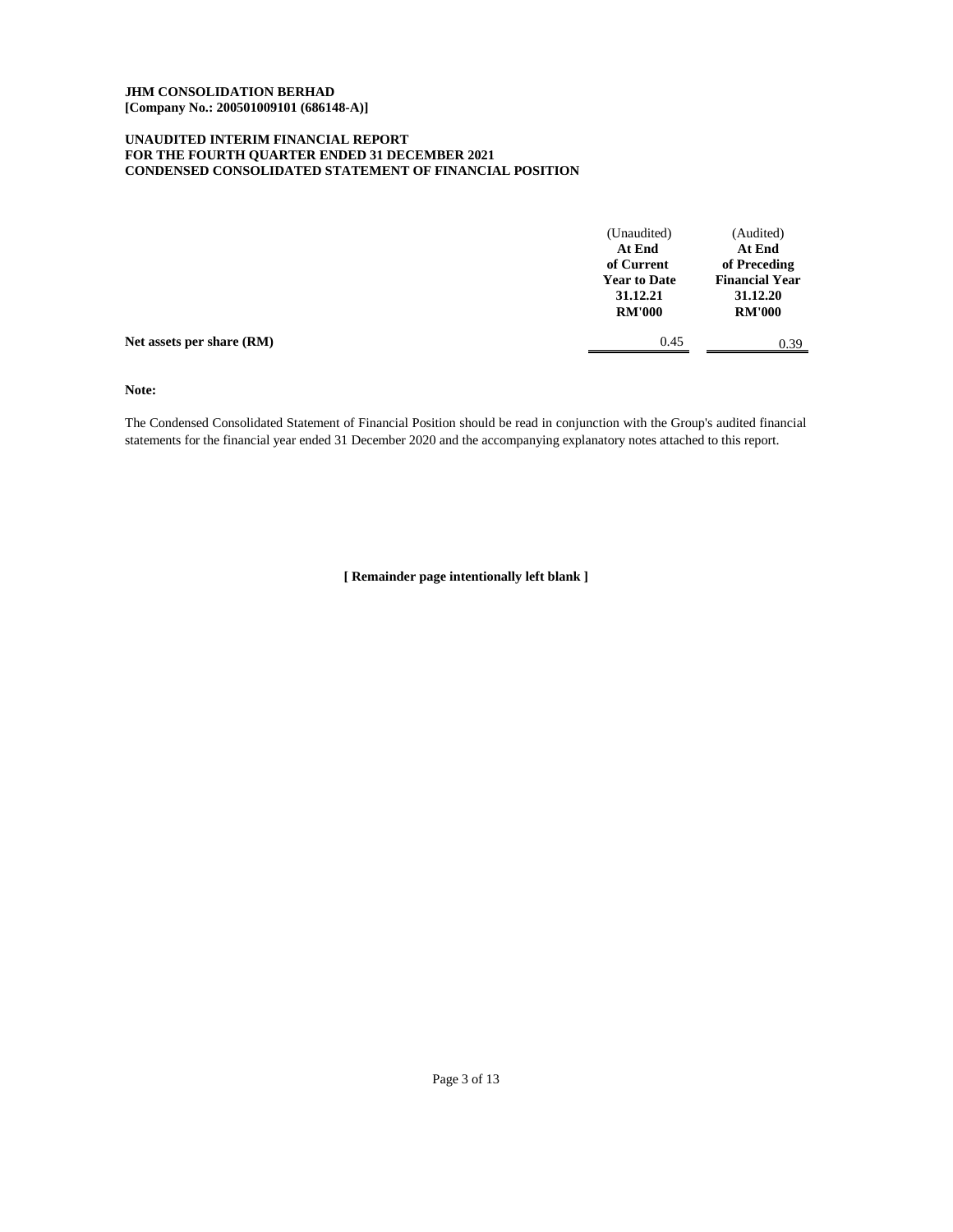**JHM CONSOLIDATION BERHAD**
**[Company No.: 200501009101 (686148-A)]**

**UNAUDITED INTERIM FINANCIAL REPORT**
**FOR THE FOURTH QUARTER ENDED 31 DECEMBER 2021**
**CONDENSED CONSOLIDATED STATEMENT OF FINANCIAL POSITION**

| | (Unaudited) **At End of Current Year to Date 31.12.21 RM'000** | (Audited) **At End of Preceding Financial Year 31.12.20 RM'000** |
|---|---|---|
| **Net assets per share (RM)** | 0.45 | 0.39 |

**Note:**

The Condensed Consolidated Statement of Financial Position should be read in conjunction with the Group's audited financial statements for the financial year ended 31 December 2020 and the accompanying explanatory notes attached to this report.

**[ Remainder page intentionally left blank ]**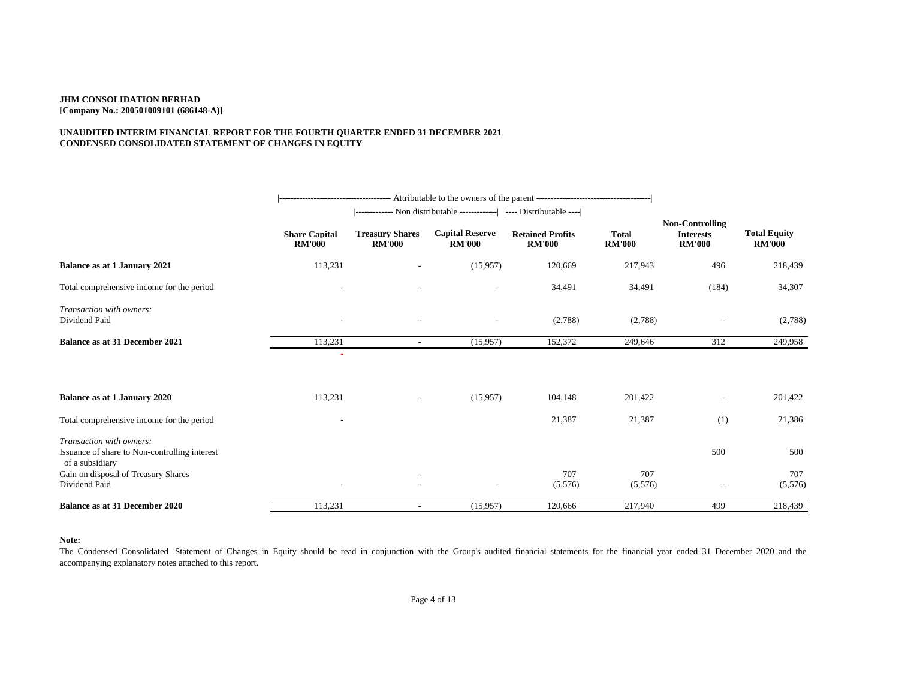**JHM CONSOLIDATION BERHAD**
**[Company No.: 200501009101 (686148-A)]**

**UNAUDITED INTERIM FINANCIAL REPORT FOR THE FOURTH QUARTER ENDED 31 DECEMBER 2021**
**CONDENSED CONSOLIDATED STATEMENT OF CHANGES IN EQUITY**

| | Attributable to the owners of the parent | | | | | | |
|---|---|---|---|---|---|---|---|
| | | Non distributable | | Distributable | | | |
| | **Share Capital RM'000** | **Treasury Shares RM'000** | **Capital Reserve RM'000** | **Retained Profits RM'000** | **Total RM'000** | **Non-Controlling Interests RM'000** | **Total Equity RM'000** |
| **Balance as at 1 January 2021** | 113,231 | - | (15,957) | 120,669 | 217,943 | 496 | 218,439 |
| Total comprehensive income for the period | - | - | - | 34,491 | 34,491 | (184) | 34,307 |
| *Transaction with owners:* | | | | | | | |
| Dividend Paid | - | - | - | (2,788) | (2,788) | - | (2,788) |
| **Balance as at 31 December 2021** | 113,231 | - | (15,957) | 152,372 | 249,646 | 312 | 249,958 |
| | - | | | | | | |
| **Balance as at 1 January 2020** | 113,231 | - | (15,957) | 104,148 | 201,422 | - | 201,422 |
| Total comprehensive income for the period | - | | | 21,387 | 21,387 | (1) | 21,386 |
| *Transaction with owners:* | | | | | | | |
| Issuance of share to Non-controlling interest of a subsidiary | | | | | | 500 | 500 |
| Gain on disposal of Treasury Shares | | - | | 707 | 707 | | 707 |
| Dividend Paid | - | - | - | (5,576) | (5,576) | - | (5,576) |
| **Balance as at 31 December 2020** | 113,231 | - | (15,957) | 120,666 | 217,940 | 499 | 218,439 |

**Note:**
The Condensed Consolidated Statement of Changes in Equity should be read in conjunction with the Group's audited financial statements for the financial year ended 31 December 2020 and the accompanying explanatory notes attached to this report.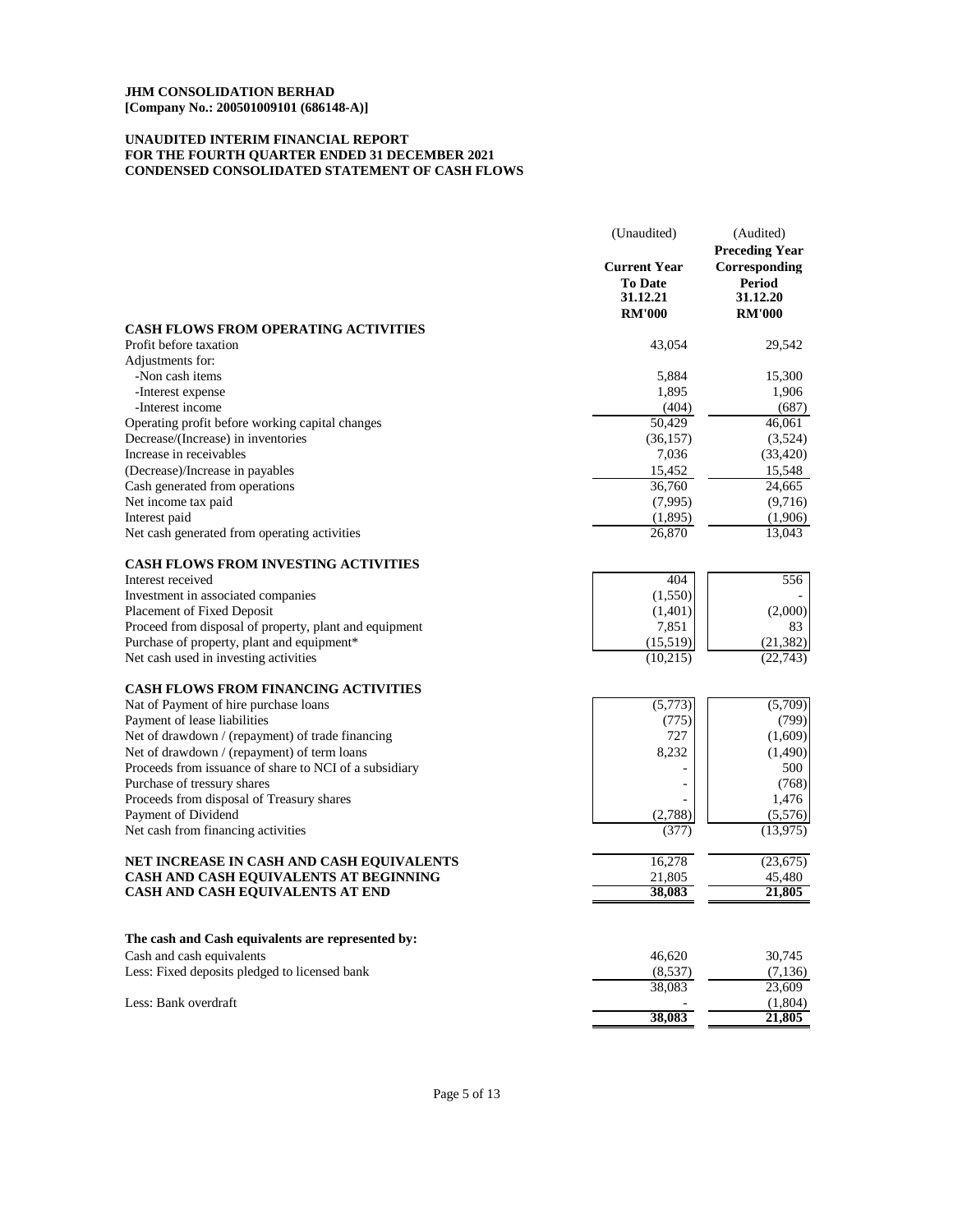**JHM CONSOLIDATION BERHAD**
**[Company No.: 200501009101 (686148-A)]**

**UNAUDITED INTERIM FINANCIAL REPORT**
**FOR THE FOURTH QUARTER ENDED 31 DECEMBER 2021**
**CONDENSED CONSOLIDATED STATEMENT OF CASH FLOWS**

| | (Unaudited) | (Audited) |
|---|---|---|
| | **Current Year To Date 31.12.21** | **Preceding Year Corresponding Period 31.12.20** |
| | **RM'000** | **RM'000** |
| **CASH FLOWS FROM OPERATING ACTIVITIES** | | |
| Profit before taxation | 43,054 | 29,542 |
| Adjustments for: | | |
| -Non cash items | 5,884 | 15,300 |
| -Interest expense | 1,895 | 1,906 |
| -Interest income | (404) | (687) |
| Operating profit before working capital changes | 50,429 | 46,061 |
| Decrease/(Increase) in inventories | (36,157) | (3,524) |
| Increase in receivables | 7,036 | (33,420) |
| (Decrease)/Increase in payables | 15,452 | 15,548 |
| Cash generated from operations | 36,760 | 24,665 |
| Net income tax paid | (7,995) | (9,716) |
| Interest paid | (1,895) | (1,906) |
| Net cash generated from operating activities | 26,870 | 13,043 |
| **CASH FLOWS FROM INVESTING ACTIVITIES** | | |
| Interest received | 404 | 556 |
| Investment in associated companies | (1,550) | - |
| Placement of Fixed Deposit | (1,401) | (2,000) |
| Proceed from disposal of property, plant and equipment | 7,851 | 83 |
| Purchase of property, plant and equipment* | (15,519) | (21,382) |
| Net cash used in investing activities | (10,215) | (22,743) |
| **CASH FLOWS FROM FINANCING ACTIVITIES** | | |
| Nat of Payment of hire purchase loans | (5,773) | (5,709) |
| Payment of lease liabilities | (775) | (799) |
| Net of drawdown / (repayment) of trade financing | 727 | (1,609) |
| Net of drawdown / (repayment) of term loans | 8,232 | (1,490) |
| Proceeds from issuance of share to NCI of a subsidiary | - | 500 |
| Purchase of tressury shares | - | (768) |
| Proceeds from disposal of Treasury shares | - | 1,476 |
| Payment of Dividend | (2,788) | (5,576) |
| Net cash from financing activities | (377) | (13,975) |
| **NET INCREASE IN CASH AND CASH EQUIVALENTS** | 16,278 | (23,675) |
| **CASH AND CASH EQUIVALENTS AT BEGINNING** | 21,805 | 45,480 |
| **CASH AND CASH EQUIVALENTS AT END** | **38,083** | **21,805** |
| **The cash and Cash equivalents are represented by:** | | |
| Cash and cash equivalents | 46,620 | 30,745 |
| Less: Fixed deposits pledged to licensed bank | (8,537) | (7,136) |
| | 38,083 | 23,609 |
| Less: Bank overdraft | - | (1,804) |
| | **38,083** | **21,805** |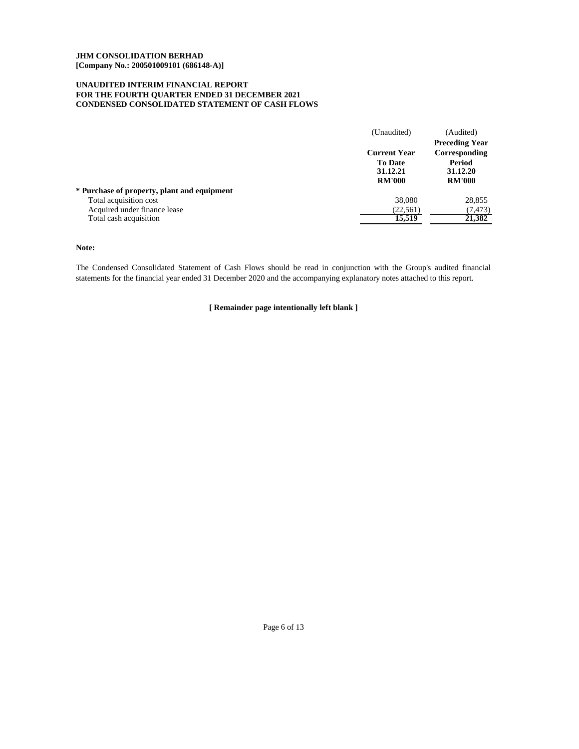**JHM CONSOLIDATION BERHAD**
**[Company No.: 200501009101 (686148-A)]**

**UNAUDITED INTERIM FINANCIAL REPORT**
**FOR THE FOURTH QUARTER ENDED 31 DECEMBER 2021**
**CONDENSED CONSOLIDATED STATEMENT OF CASH FLOWS**

| | (Unaudited) | (Audited) |
|---|---|---|
| | **Current Year To Date 31.12.21 RM'000** | **Preceding Year Corresponding Period 31.12.20 RM'000** |
| **\* Purchase of property, plant and equipment** | | |
| Total acquisition cost | 38,080 | 28,855 |
| Acquired under finance lease | (22,561) | (7,473) |
| Total cash acquisition | **15,519** | **21,382** |

**Note:**

The Condensed Consolidated Statement of Cash Flows should be read in conjunction with the Group's audited financial statements for the financial year ended 31 December 2020 and the accompanying explanatory notes attached to this report.

**[ Remainder page intentionally left blank ]**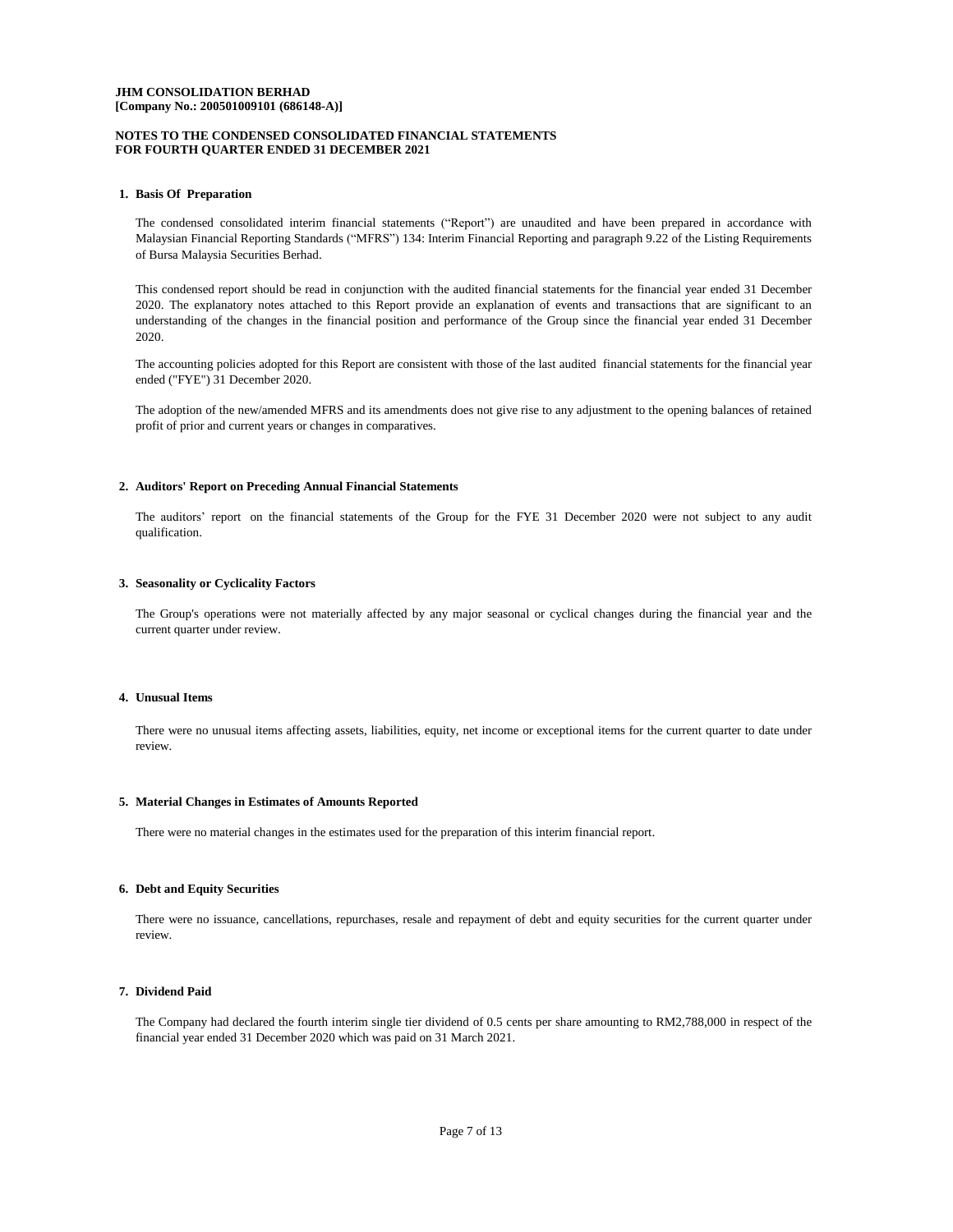**JHM CONSOLIDATION BERHAD**
**[Company No.: 200501009101 (686148-A)]**

**NOTES TO THE CONDENSED CONSOLIDATED FINANCIAL STATEMENTS**
**FOR FOURTH QUARTER ENDED 31 DECEMBER 2021**

## 1. Basis Of Preparation

The condensed consolidated interim financial statements ("Report") are unaudited and have been prepared in accordance with Malaysian Financial Reporting Standards ("MFRS") 134: Interim Financial Reporting and paragraph 9.22 of the Listing Requirements of Bursa Malaysia Securities Berhad.

This condensed report should be read in conjunction with the audited financial statements for the financial year ended 31 December 2020. The explanatory notes attached to this Report provide an explanation of events and transactions that are significant to an understanding of the changes in the financial position and performance of the Group since the financial year ended 31 December 2020.

The accounting policies adopted for this Report are consistent with those of the last audited financial statements for the financial year ended ("FYE") 31 December 2020.

The adoption of the new/amended MFRS and its amendments does not give rise to any adjustment to the opening balances of retained profit of prior and current years or changes in comparatives.

## 2. Auditors' Report on Preceding Annual Financial Statements

The auditors' report on the financial statements of the Group for the FYE 31 December 2020 were not subject to any audit qualification.

## 3. Seasonality or Cyclicality Factors

The Group's operations were not materially affected by any major seasonal or cyclical changes during the financial year and the current quarter under review.

## 4. Unusual Items

There were no unusual items affecting assets, liabilities, equity, net income or exceptional items for the current quarter to date under review.

## 5. Material Changes in Estimates of Amounts Reported

There were no material changes in the estimates used for the preparation of this interim financial report.

## 6. Debt and Equity Securities

There were no issuance, cancellations, repurchases, resale and repayment of debt and equity securities for the current quarter under review.

## 7. Dividend Paid

The Company had declared the fourth interim single tier dividend of 0.5 cents per share amounting to RM2,788,000 in respect of the financial year ended 31 December 2020 which was paid on 31 March 2021.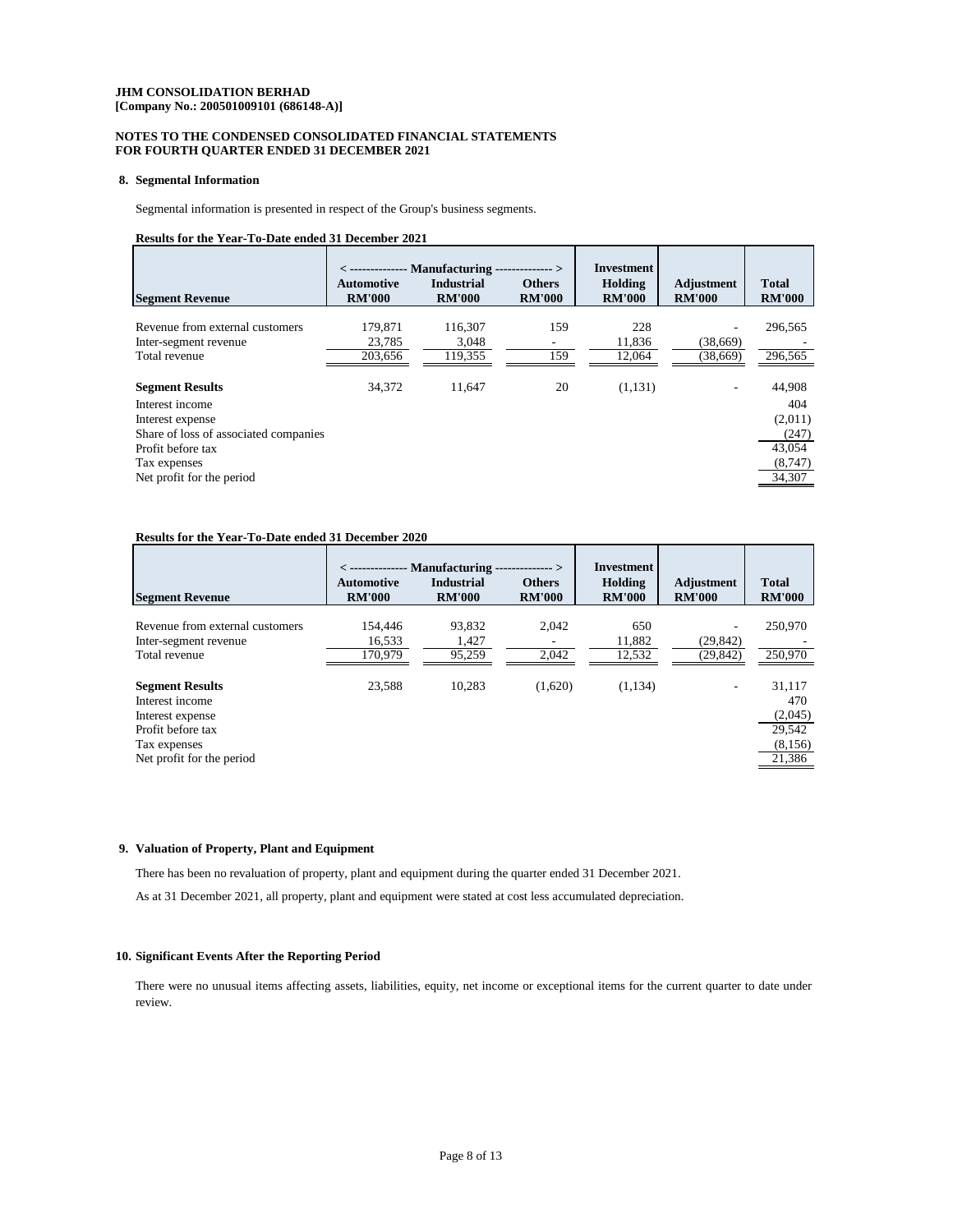**JHM CONSOLIDATION BERHAD**
**[Company No.: 200501009101 (686148-A)]**

**NOTES TO THE CONDENSED CONSOLIDATED FINANCIAL STATEMENTS**
**FOR FOURTH QUARTER ENDED 31 DECEMBER 2021**

## 8. Segmental Information

Segmental information is presented in respect of the Group's business segments.

**Results for the Year-To-Date ended 31 December 2021**

| | < ------------- Manufacturing ------------- > | | | Investment | | |
|---|---|---|---|---|---|---|
| **Segment Revenue** | **Automotive RM'000** | **Industrial RM'000** | **Others RM'000** | **Holding RM'000** | **Adjustment RM'000** | **Total RM'000** |
| Revenue from external customers | 179,871 | 116,307 | 159 | 228 | - | 296,565 |
| Inter-segment revenue | 23,785 | 3,048 | - | 11,836 | (38,669) | - |
| Total revenue | 203,656 | 119,355 | 159 | 12,064 | (38,669) | 296,565 |
| **Segment Results** | 34,372 | 11,647 | 20 | (1,131) | - | 44,908 |
| Interest income | | | | | | 404 |
| Interest expense | | | | | | (2,011) |
| Share of loss of associated companies | | | | | | (247) |
| Profit before tax | | | | | | 43,054 |
| Tax expenses | | | | | | (8,747) |
| Net profit for the period | | | | | | 34,307 |

**Results for the Year-To-Date ended 31 December 2020**

| | < ------------- Manufacturing ------------- > | | | Investment | | |
|---|---|---|---|---|---|---|
| **Segment Revenue** | **Automotive RM'000** | **Industrial RM'000** | **Others RM'000** | **Holding RM'000** | **Adjustment RM'000** | **Total RM'000** |
| Revenue from external customers | 154,446 | 93,832 | 2,042 | 650 | - | 250,970 |
| Inter-segment revenue | 16,533 | 1,427 | - | 11,882 | (29,842) | - |
| Total revenue | 170,979 | 95,259 | 2,042 | 12,532 | (29,842) | 250,970 |
| **Segment Results** | 23,588 | 10,283 | (1,620) | (1,134) | - | 31,117 |
| Interest income | | | | | | 470 |
| Interest expense | | | | | | (2,045) |
| Profit before tax | | | | | | 29,542 |
| Tax expenses | | | | | | (8,156) |
| Net profit for the period | | | | | | 21,386 |

## 9. Valuation of Property, Plant and Equipment

There has been no revaluation of property, plant and equipment during the quarter ended 31 December 2021.

As at 31 December 2021, all property, plant and equipment were stated at cost less accumulated depreciation.

## 10. Significant Events After the Reporting Period

There were no unusual items affecting assets, liabilities, equity, net income or exceptional items for the current quarter to date under review.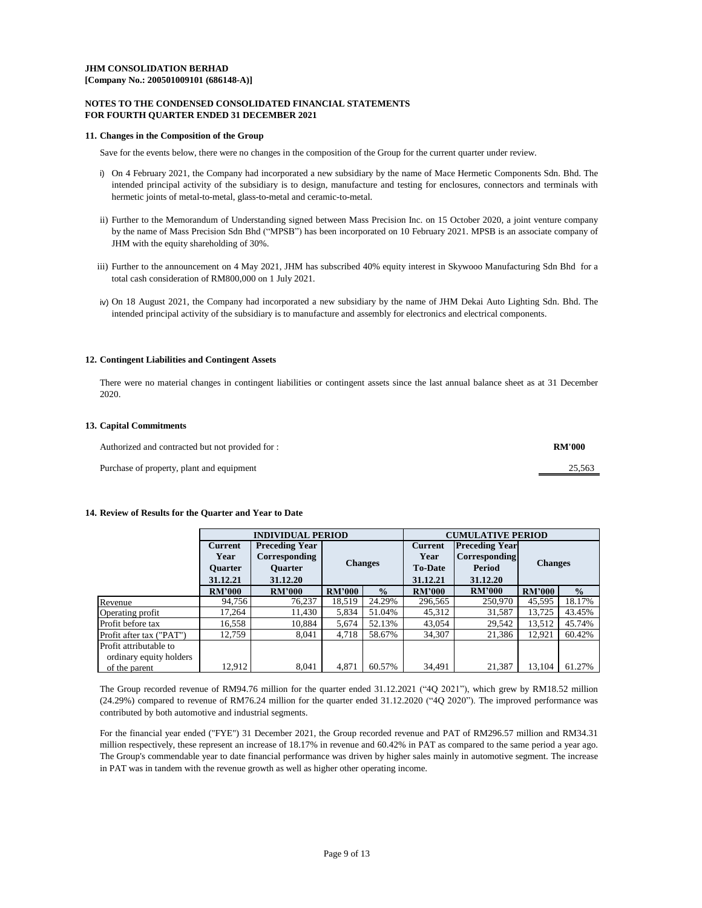**JHM CONSOLIDATION BERHAD**
**[Company No.: 200501009101 (686148-A)]**

**NOTES TO THE CONDENSED CONSOLIDATED FINANCIAL STATEMENTS**
**FOR FOURTH QUARTER ENDED 31 DECEMBER 2021**

### 11. Changes in the Composition of the Group

Save for the events below, there were no changes in the composition of the Group for the current quarter under review.

i) On 4 February 2021, the Company had incorporated a new subsidiary by the name of Mace Hermetic Components Sdn. Bhd. The intended principal activity of the subsidiary is to design, manufacture and testing for enclosures, connectors and terminals with hermetic joints of metal-to-metal, glass-to-metal and ceramic-to-metal.

ii) Further to the Memorandum of Understanding signed between Mass Precision Inc. on 15 October 2020, a joint venture company by the name of Mass Precision Sdn Bhd ("MPSB") has been incorporated on 10 February 2021. MPSB is an associate company of JHM with the equity shareholding of 30%.

iii) Further to the announcement on 4 May 2021, JHM has subscribed 40% equity interest in Skywooo Manufacturing Sdn Bhd for a total cash consideration of RM800,000 on 1 July 2021.

iv) On 18 August 2021, the Company had incorporated a new subsidiary by the name of JHM Dekai Auto Lighting Sdn. Bhd. The intended principal activity of the subsidiary is to manufacture and assembly for electronics and electrical components.

### 12. Contingent Liabilities and Contingent Assets

There were no material changes in contingent liabilities or contingent assets since the last annual balance sheet as at 31 December 2020.

### 13. Capital Commitments

| Authorized and contracted but not provided for : | **RM'000** |
|---|---|
| Purchase of property, plant and equipment | 25,563 |

### 14. Review of Results for the Quarter and Year to Date

| | **INDIVIDUAL PERIOD** | | | | **CUMULATIVE PERIOD** | | | |
|---|---|---|---|---|---|---|---|---|
| | **Current Year Quarter 31.12.21** | **Preceding Year Corresponding Quarter 31.12.20** | **Changes** | | **Current Year To-Date 31.12.21** | **Preceding Year Corresponding Period 31.12.20** | **Changes** | |
| | **RM'000** | **RM'000** | **RM'000** | **%** | **RM'000** | **RM'000** | **RM'000** | **%** |
| Revenue | 94,756 | 76,237 | 18,519 | 24.29% | 296,565 | 250,970 | 45,595 | 18.17% |
| Operating profit | 17,264 | 11,430 | 5,834 | 51.04% | 45,312 | 31,587 | 13,725 | 43.45% |
| Profit before tax | 16,558 | 10,884 | 5,674 | 52.13% | 43,054 | 29,542 | 13,512 | 45.74% |
| Profit after tax ("PAT") | 12,759 | 8,041 | 4,718 | 58.67% | 34,307 | 21,386 | 12,921 | 60.42% |
| Profit attributable to ordinary equity holders of the parent | 12,912 | 8,041 | 4,871 | 60.57% | 34,491 | 21,387 | 13,104 | 61.27% |

The Group recorded revenue of RM94.76 million for the quarter ended 31.12.2021 ("4Q 2021"), which grew by RM18.52 million (24.29%) compared to revenue of RM76.24 million for the quarter ended 31.12.2020 ("4Q 2020"). The improved performance was contributed by both automotive and industrial segments.

For the financial year ended ("FYE") 31 December 2021, the Group recorded revenue and PAT of RM296.57 million and RM34.31 million respectively, these represent an increase of 18.17% in revenue and 60.42% in PAT as compared to the same period a year ago. The Group's commendable year to date financial performance was driven by higher sales mainly in automotive segment. The increase in PAT was in tandem with the revenue growth as well as higher other operating income.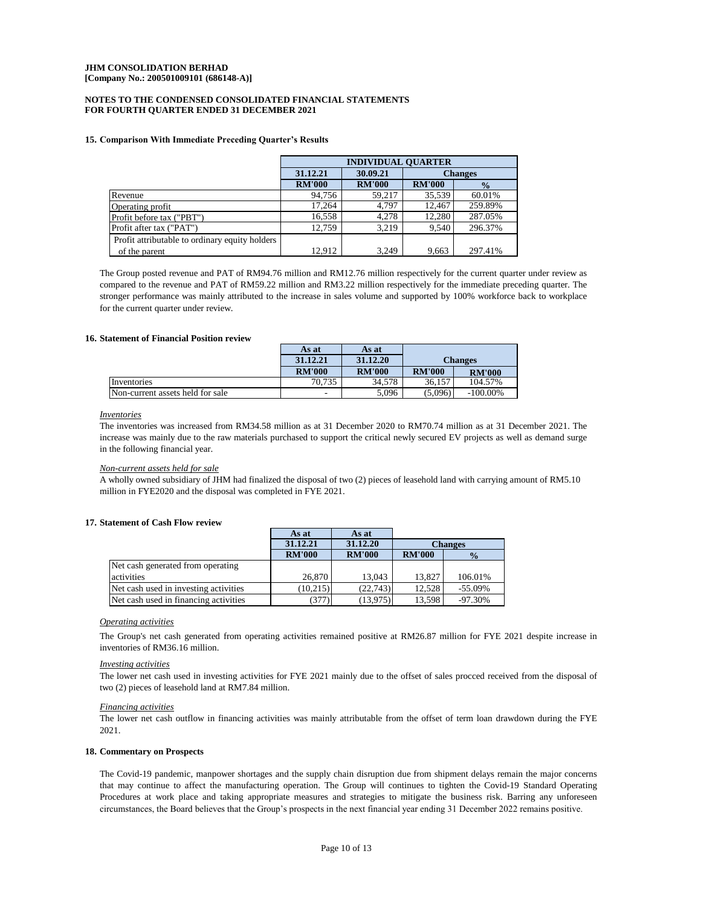JHM CONSOLIDATION BERHAD
[Company No.: 200501009101 (686148-A)]

NOTES TO THE CONDENSED CONSOLIDATED FINANCIAL STATEMENTS
FOR FOURTH QUARTER ENDED 31 DECEMBER 2021

### 15. Comparison With Immediate Preceding Quarter's Results

| | INDIVIDUAL QUARTER | | | |
|---|---|---|---|---|
| | 31.12.21 | 30.09.21 | Changes | |
| | RM'000 | RM'000 | RM'000 | % |
| Revenue | 94,756 | 59,217 | 35,539 | 60.01% |
| Operating profit | 17,264 | 4,797 | 12,467 | 259.89% |
| Profit before tax ("PBT") | 16,558 | 4,278 | 12,280 | 287.05% |
| Profit after tax ("PAT") | 12,759 | 3,219 | 9,540 | 296.37% |
| Profit attributable to ordinary equity holders of the parent | 12,912 | 3,249 | 9,663 | 297.41% |

The Group posted revenue and PAT of RM94.76 million and RM12.76 million respectively for the current quarter under review as compared to the revenue and PAT of RM59.22 million and RM3.22 million respectively for the immediate preceding quarter. The stronger performance was mainly attributed to the increase in sales volume and supported by 100% workforce back to workplace for the current quarter under review.

### 16. Statement of Financial Position review

| | As at 31.12.21 | As at 31.12.20 | Changes | |
|---|---|---|---|---|
| | RM'000 | RM'000 | RM'000 | RM'000 |
| Inventories | 70,735 | 34,578 | 36,157 | 104.57% |
| Non-current assets held for sale | - | 5,096 | (5,096) | -100.00% |

*Inventories*

The inventories was increased from RM34.58 million as at 31 December 2020 to RM70.74 million as at 31 December 2021. The increase was mainly due to the raw materials purchased to support the critical newly secured EV projects as well as demand surge in the following financial year.

*Non-current assets held for sale*

A wholly owned subsidiary of JHM had finalized the disposal of two (2) pieces of leasehold land with carrying amount of RM5.10 million in FYE2020 and the disposal was completed in FYE 2021.

### 17. Statement of Cash Flow review

| | As at 31.12.21 | As at 31.12.20 | Changes | |
|---|---|---|---|---|
| | RM'000 | RM'000 | RM'000 | % |
| Net cash generated from operating activities | 26,870 | 13,043 | 13,827 | 106.01% |
| Net cash used in investing activities | (10,215) | (22,743) | 12,528 | -55.09% |
| Net cash used in financing activities | (377) | (13,975) | 13,598 | -97.30% |

*Operating activities*

The Group's net cash generated from operating activities remained positive at RM26.87 million for FYE 2021 despite increase in inventories of RM36.16 million.

*Investing activities*

The lower net cash used in investing activities for FYE 2021 mainly due to the offset of sales procced received from the disposal of two (2) pieces of leasehold land at RM7.84 million.

*Financing activities*

The lower net cash outflow in financing activities was mainly attributable from the offset of term loan drawdown during the FYE 2021.

### 18. Commentary on Prospects

The Covid-19 pandemic, manpower shortages and the supply chain disruption due from shipment delays remain the major concerns that may continue to affect the manufacturing operation. The Group will continues to tighten the Covid-19 Standard Operating Procedures at work place and taking appropriate measures and strategies to mitigate the business risk. Barring any unforeseen circumstances, the Board believes that the Group's prospects in the next financial year ending 31 December 2022 remains positive.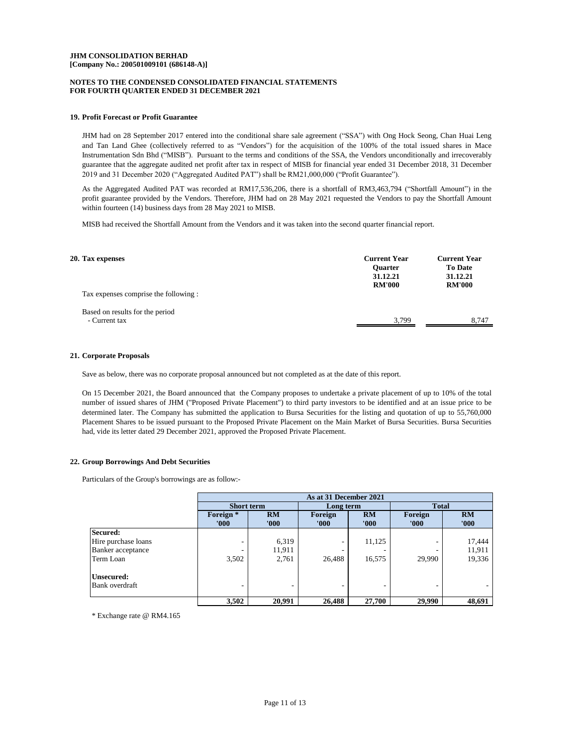JHM CONSOLIDATION BERHAD
[Company No.: 200501009101 (686148-A)]

NOTES TO THE CONDENSED CONSOLIDATED FINANCIAL STATEMENTS
FOR FOURTH QUARTER ENDED 31 DECEMBER 2021

## 19. Profit Forecast or Profit Guarantee

JHM had on 28 September 2017 entered into the conditional share sale agreement ("SSA") with Ong Hock Seong, Chan Huai Leng and Tan Land Ghee (collectively referred to as "Vendors") for the acquisition of the 100% of the total issued shares in Mace Instrumentation Sdn Bhd ("MISB"). Pursuant to the terms and conditions of the SSA, the Vendors unconditionally and irrecoverably guarantee that the aggregate audited net profit after tax in respect of MISB for financial year ended 31 December 2018, 31 December 2019 and 31 December 2020 ("Aggregated Audited PAT") shall be RM21,000,000 ("Profit Guarantee").

As the Aggregated Audited PAT was recorded at RM17,536,206, there is a shortfall of RM3,463,794 ("Shortfall Amount") in the profit guarantee provided by the Vendors. Therefore, JHM had on 28 May 2021 requested the Vendors to pay the Shortfall Amount within fourteen (14) business days from 28 May 2021 to MISB.

MISB had received the Shortfall Amount from the Vendors and it was taken into the second quarter financial report.

## 20. Tax expenses

| | Current Year Quarter 31.12.21 RM'000 | Current Year To Date 31.12.21 RM'000 |
|---|---|---|
| Tax expenses comprise the following : | | |
| Based on results for the period | | |
| - Current tax | 3,799 | 8,747 |

## 21. Corporate Proposals

Save as below, there was no corporate proposal announced but not completed as at the date of this report.

On 15 December 2021, the Board announced that the Company proposes to undertake a private placement of up to 10% of the total number of issued shares of JHM ("Proposed Private Placement") to third party investors to be identified and at an issue price to be determined later. The Company has submitted the application to Bursa Securities for the listing and quotation of up to 55,760,000 Placement Shares to be issued pursuant to the Proposed Private Placement on the Main Market of Bursa Securities. Bursa Securities had, vide its letter dated 29 December 2021, approved the Proposed Private Placement.

## 22. Group Borrowings And Debt Securities

Particulars of the Group's borrowings are as follow:-

| | As at 31 December 2021 | | | | | |
|---|---|---|---|---|---|---|
| | Short term | | Long term | | Total | |
| | Foreign * '000 | RM '000 | Foreign '000 | RM '000 | Foreign '000 | RM '000 |
| **Secured:** | | | | | | |
| Hire purchase loans | - | 6,319 | - | 11,125 | - | 17,444 |
| Banker acceptance | - | 11,911 | - | - | - | 11,911 |
| Term Loan | 3,502 | 2,761 | 26,488 | 16,575 | 29,990 | 19,336 |
| **Unsecured:** | | | | | | |
| Bank overdraft | - | - | - | - | - | - |
| | **3,502** | **20,991** | **26,488** | **27,700** | **29,990** | **48,691** |

* Exchange rate @ RM4.165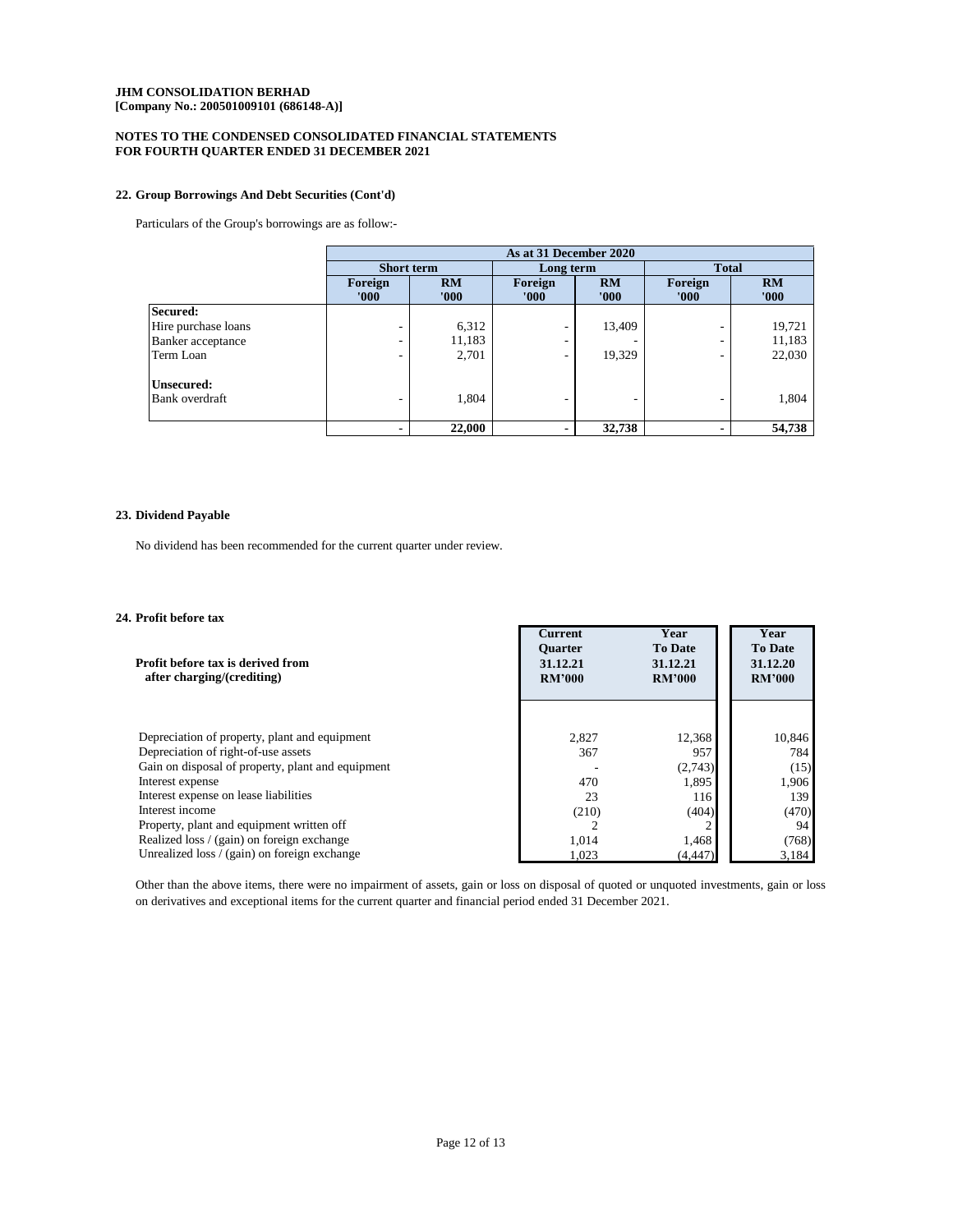**JHM CONSOLIDATION BERHAD**
**[Company No.: 200501009101 (686148-A)]**

**NOTES TO THE CONDENSED CONSOLIDATED FINANCIAL STATEMENTS**
**FOR FOURTH QUARTER ENDED 31 DECEMBER 2021**

### 22. Group Borrowings And Debt Securities (Cont'd)

Particulars of the Group's borrowings are as follow:-

| | As at 31 December 2020 | | | | | |
|---|---|---|---|---|---|---|
| | Short term | | Long term | | Total | |
| | Foreign '000 | RM '000 | Foreign '000 | RM '000 | Foreign '000 | RM '000 |
| **Secured:** | | | | | | |
| Hire purchase loans | - | 6,312 | - | 13,409 | - | 19,721 |
| Banker acceptance | - | 11,183 | - | - | - | 11,183 |
| Term Loan | - | 2,701 | - | 19,329 | - | 22,030 |
| **Unsecured:** | | | | | | |
| Bank overdraft | - | 1,804 | - | - | - | 1,804 |
| | **-** | **22,000** | **-** | **32,738** | **-** | **54,738** |

### 23. Dividend Payable

No dividend has been recommended for the current quarter under review.

### 24. Profit before tax

| Profit before tax is derived from after charging/(crediting) | Current Quarter 31.12.21 RM'000 | Year To Date 31.12.21 RM'000 | Year To Date 31.12.20 RM'000 |
|---|---|---|---|
| Depreciation of property, plant and equipment | 2,827 | 12,368 | 10,846 |
| Depreciation of right-of-use assets | 367 | 957 | 784 |
| Gain on disposal of property, plant and equipment | - | (2,743) | (15) |
| Interest expense | 470 | 1,895 | 1,906 |
| Interest expense on lease liabilities | 23 | 116 | 139 |
| Interest income | (210) | (404) | (470) |
| Property, plant and equipment written off | 2 | 2 | 94 |
| Realized loss / (gain) on foreign exchange | 1,014 | 1,468 | (768) |
| Unrealized loss / (gain) on foreign exchange | 1,023 | (4,447) | 3,184 |

Other than the above items, there were no impairment of assets, gain or loss on disposal of quoted or unquoted investments, gain or loss on derivatives and exceptional items for the current quarter and financial period ended 31 December 2021.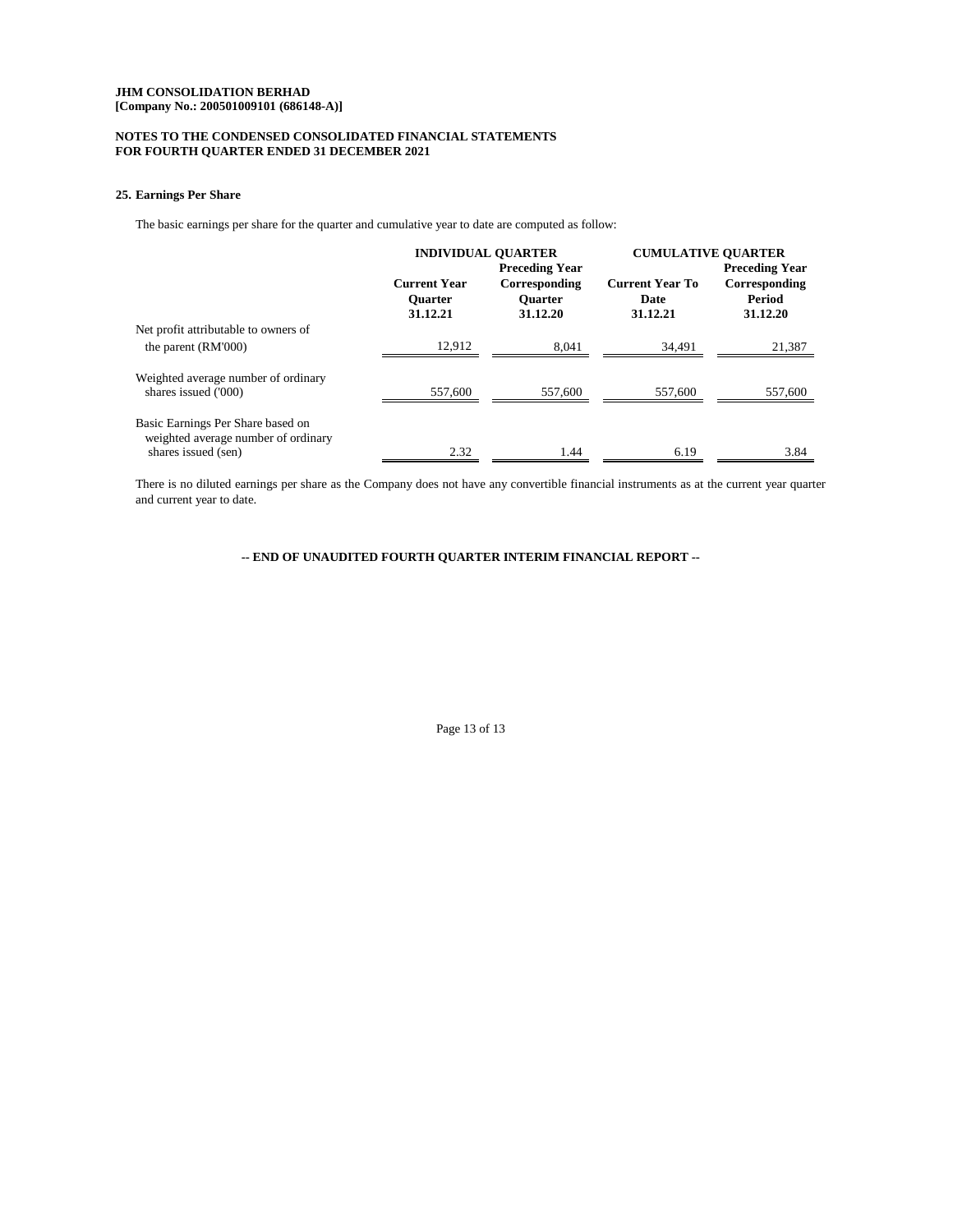JHM CONSOLIDATION BERHAD
[Company No.: 200501009101 (686148-A)]

NOTES TO THE CONDENSED CONSOLIDATED FINANCIAL STATEMENTS
FOR FOURTH QUARTER ENDED 31 DECEMBER 2021

## 25. Earnings Per Share

The basic earnings per share for the quarter and cumulative year to date are computed as follow:

| | INDIVIDUAL QUARTER | | CUMULATIVE QUARTER | |
|---|---|---|---|---|
| | **Current Year Quarter 31.12.21** | **Preceding Year Corresponding Quarter 31.12.20** | **Current Year To Date 31.12.21** | **Preceding Year Corresponding Period 31.12.20** |
| Net profit attributable to owners of the parent (RM'000) | 12,912 | 8,041 | 34,491 | 21,387 |
| Weighted average number of ordinary shares issued ('000) | 557,600 | 557,600 | 557,600 | 557,600 |
| Basic Earnings Per Share based on weighted average number of ordinary shares issued (sen) | 2.32 | 1.44 | 6.19 | 3.84 |

There is no diluted earnings per share as the Company does not have any convertible financial instruments as at the current year quarter and current year to date.

**-- END OF UNAUDITED FOURTH QUARTER INTERIM FINANCIAL REPORT --**